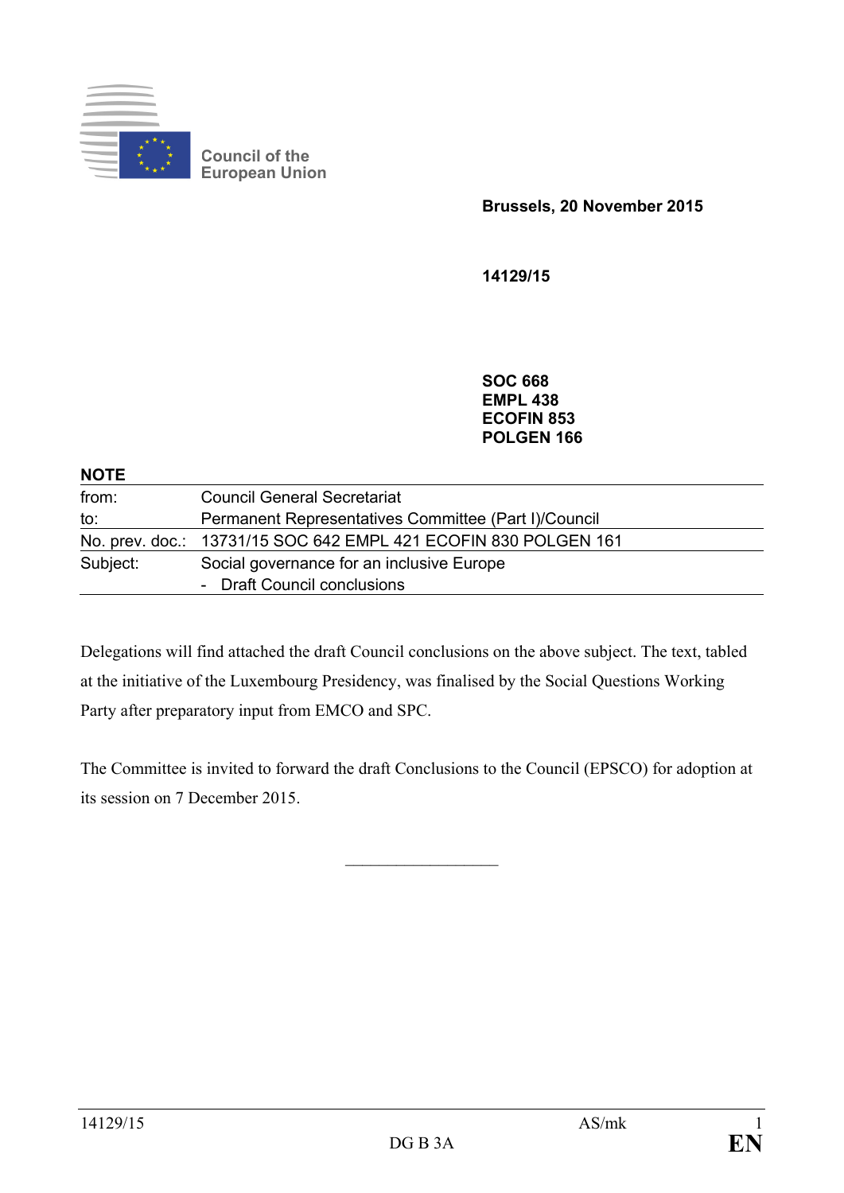Council of the European Union

**Brussels, 20 November 2015**

**14129/15**

**SOC 668**
**EMPL 438**
**ECOFIN 853**
**POLGEN 166**

**NOTE**

| | |
|---|---|
| from: | Council General Secretariat |
| to: | Permanent Representatives Committee (Part I)/Council |
| No. prev. doc.: | 13731/15 SOC 642 EMPL 421 ECOFIN 830 POLGEN 161 |
| Subject: | Social governance for an inclusive Europe<br>- Draft Council conclusions |

Delegations will find attached the draft Council conclusions on the above subject. The text, tabled at the initiative of the Luxembourg Presidency, was finalised by the Social Questions Working Party after preparatory input from EMCO and SPC.

The Committee is invited to forward the draft Conclusions to the Council (EPSCO) for adoption at its session on 7 December 2015.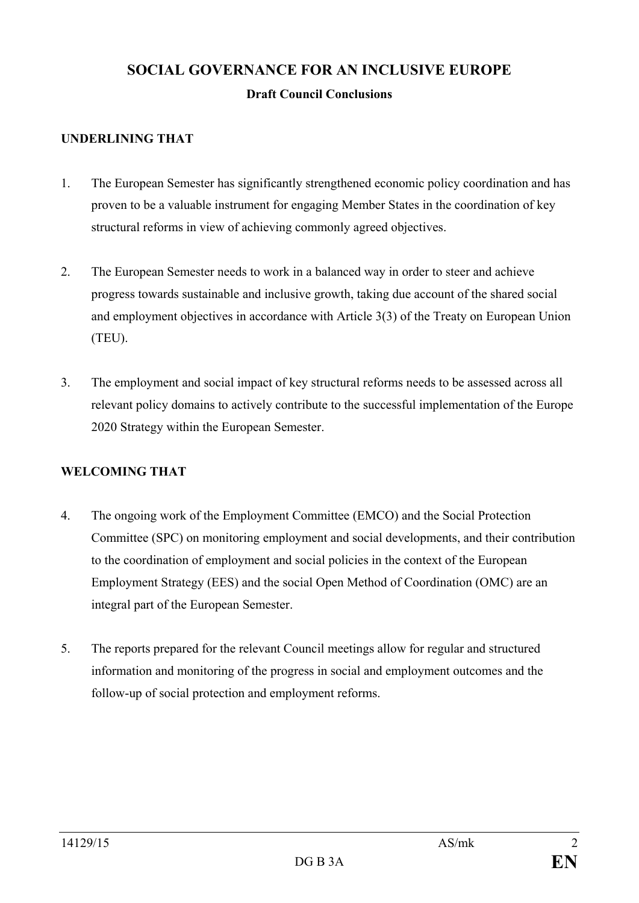# SOCIAL GOVERNANCE FOR AN INCLUSIVE EUROPE

**Draft Council Conclusions**

**UNDERLINING THAT**

1. The European Semester has significantly strengthened economic policy coordination and has proven to be a valuable instrument for engaging Member States in the coordination of key structural reforms in view of achieving commonly agreed objectives.

2. The European Semester needs to work in a balanced way in order to steer and achieve progress towards sustainable and inclusive growth, taking due account of the shared social and employment objectives in accordance with Article 3(3) of the Treaty on European Union (TEU).

3. The employment and social impact of key structural reforms needs to be assessed across all relevant policy domains to actively contribute to the successful implementation of the Europe 2020 Strategy within the European Semester.

**WELCOMING THAT**

4. The ongoing work of the Employment Committee (EMCO) and the Social Protection Committee (SPC) on monitoring employment and social developments, and their contribution to the coordination of employment and social policies in the context of the European Employment Strategy (EES) and the social Open Method of Coordination (OMC) are an integral part of the European Semester.

5. The reports prepared for the relevant Council meetings allow for regular and structured information and monitoring of the progress in social and employment outcomes and the follow-up of social protection and employment reforms.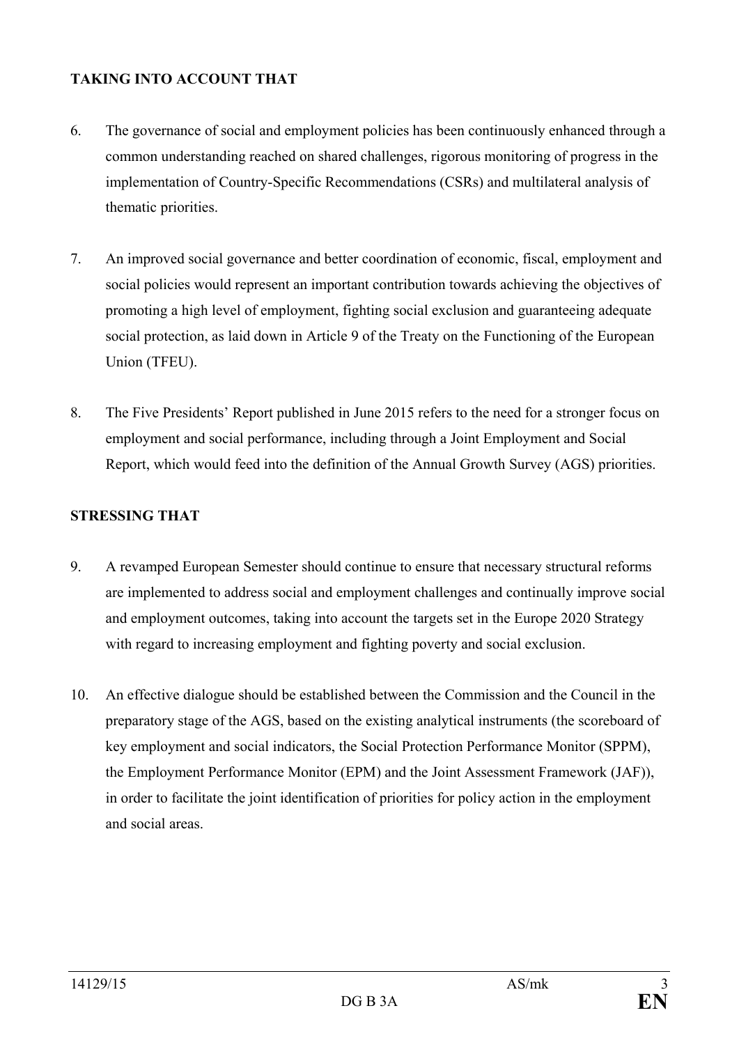**TAKING INTO ACCOUNT THAT**

6. The governance of social and employment policies has been continuously enhanced through a common understanding reached on shared challenges, rigorous monitoring of progress in the implementation of Country-Specific Recommendations (CSRs) and multilateral analysis of thematic priorities.

7. An improved social governance and better coordination of economic, fiscal, employment and social policies would represent an important contribution towards achieving the objectives of promoting a high level of employment, fighting social exclusion and guaranteeing adequate social protection, as laid down in Article 9 of the Treaty on the Functioning of the European Union (TFEU).

8. The Five Presidents' Report published in June 2015 refers to the need for a stronger focus on employment and social performance, including through a Joint Employment and Social Report, which would feed into the definition of the Annual Growth Survey (AGS) priorities.

**STRESSING THAT**

9. A revamped European Semester should continue to ensure that necessary structural reforms are implemented to address social and employment challenges and continually improve social and employment outcomes, taking into account the targets set in the Europe 2020 Strategy with regard to increasing employment and fighting poverty and social exclusion.

10. An effective dialogue should be established between the Commission and the Council in the preparatory stage of the AGS, based on the existing analytical instruments (the scoreboard of key employment and social indicators, the Social Protection Performance Monitor (SPPM), the Employment Performance Monitor (EPM) and the Joint Assessment Framework (JAF)), in order to facilitate the joint identification of priorities for policy action in the employment and social areas.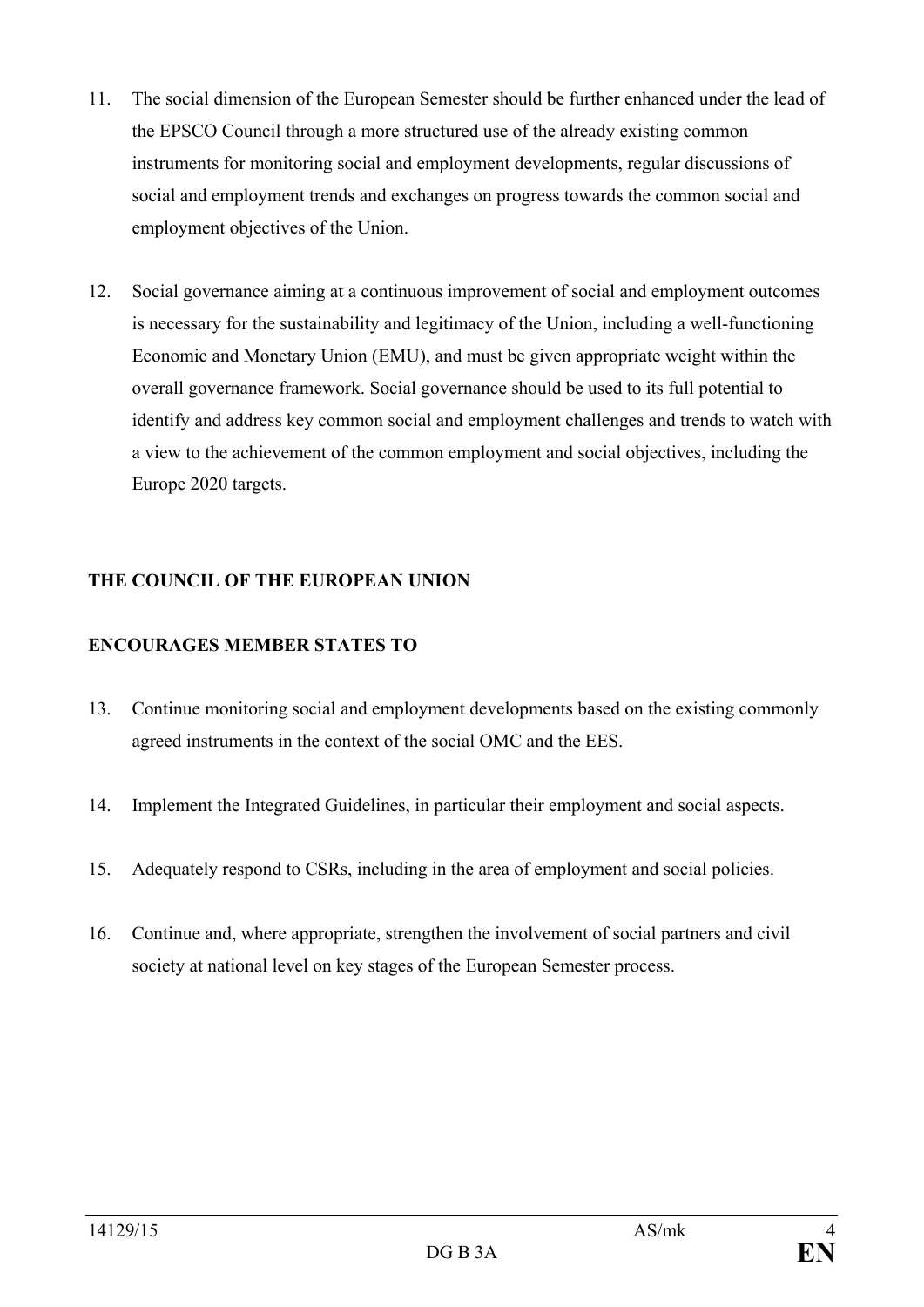11. The social dimension of the European Semester should be further enhanced under the lead of the EPSCO Council through a more structured use of the already existing common instruments for monitoring social and employment developments, regular discussions of social and employment trends and exchanges on progress towards the common social and employment objectives of the Union.

12. Social governance aiming at a continuous improvement of social and employment outcomes is necessary for the sustainability and legitimacy of the Union, including a well-functioning Economic and Monetary Union (EMU), and must be given appropriate weight within the overall governance framework. Social governance should be used to its full potential to identify and address key common social and employment challenges and trends to watch with a view to the achievement of the common employment and social objectives, including the Europe 2020 targets.

**THE COUNCIL OF THE EUROPEAN UNION**

**ENCOURAGES MEMBER STATES TO**

13. Continue monitoring social and employment developments based on the existing commonly agreed instruments in the context of the social OMC and the EES.

14. Implement the Integrated Guidelines, in particular their employment and social aspects.

15. Adequately respond to CSRs, including in the area of employment and social policies.

16. Continue and, where appropriate, strengthen the involvement of social partners and civil society at national level on key stages of the European Semester process.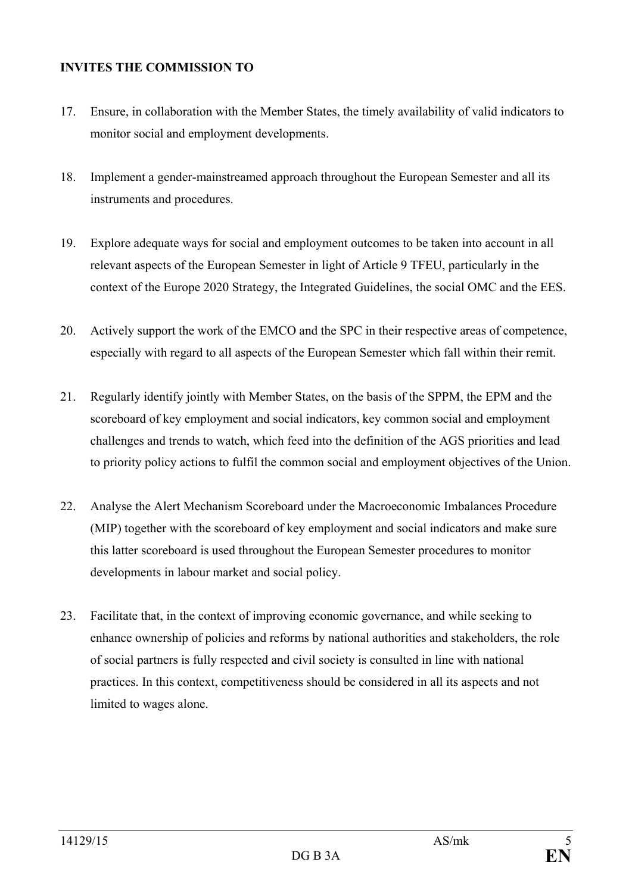**INVITES THE COMMISSION TO**

17. Ensure, in collaboration with the Member States, the timely availability of valid indicators to monitor social and employment developments.

18. Implement a gender-mainstreamed approach throughout the European Semester and all its instruments and procedures.

19. Explore adequate ways for social and employment outcomes to be taken into account in all relevant aspects of the European Semester in light of Article 9 TFEU, particularly in the context of the Europe 2020 Strategy, the Integrated Guidelines, the social OMC and the EES.

20. Actively support the work of the EMCO and the SPC in their respective areas of competence, especially with regard to all aspects of the European Semester which fall within their remit.

21. Regularly identify jointly with Member States, on the basis of the SPPM, the EPM and the scoreboard of key employment and social indicators, key common social and employment challenges and trends to watch, which feed into the definition of the AGS priorities and lead to priority policy actions to fulfil the common social and employment objectives of the Union.

22. Analyse the Alert Mechanism Scoreboard under the Macroeconomic Imbalances Procedure (MIP) together with the scoreboard of key employment and social indicators and make sure this latter scoreboard is used throughout the European Semester procedures to monitor developments in labour market and social policy.

23. Facilitate that, in the context of improving economic governance, and while seeking to enhance ownership of policies and reforms by national authorities and stakeholders, the role of social partners is fully respected and civil society is consulted in line with national practices. In this context, competitiveness should be considered in all its aspects and not limited to wages alone.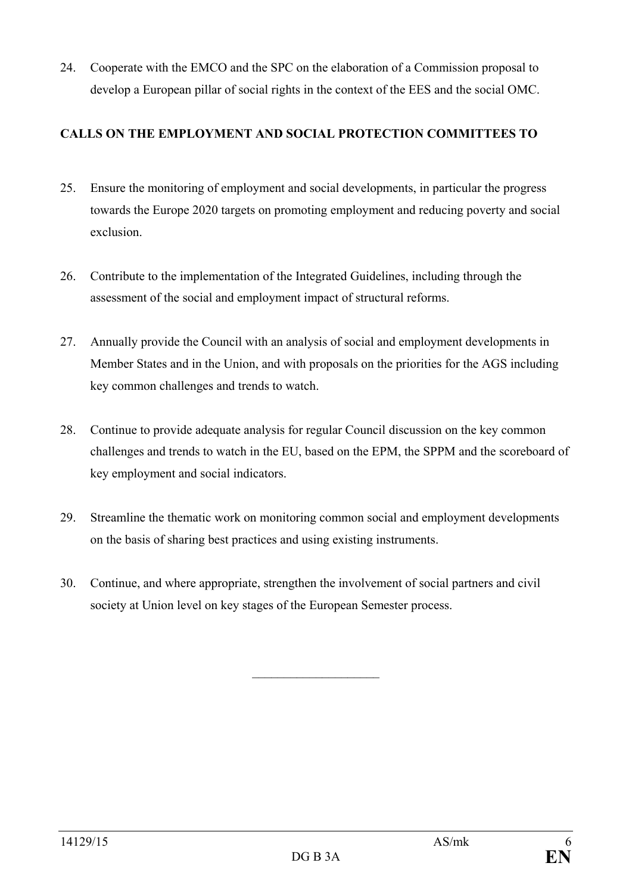24. Cooperate with the EMCO and the SPC on the elaboration of a Commission proposal to develop a European pillar of social rights in the context of the EES and the social OMC.

**CALLS ON THE EMPLOYMENT AND SOCIAL PROTECTION COMMITTEES TO**

25. Ensure the monitoring of employment and social developments, in particular the progress towards the Europe 2020 targets on promoting employment and reducing poverty and social exclusion.

26. Contribute to the implementation of the Integrated Guidelines, including through the assessment of the social and employment impact of structural reforms.

27. Annually provide the Council with an analysis of social and employment developments in Member States and in the Union, and with proposals on the priorities for the AGS including key common challenges and trends to watch.

28. Continue to provide adequate analysis for regular Council discussion on the key common challenges and trends to watch in the EU, based on the EPM, the SPPM and the scoreboard of key employment and social indicators.

29. Streamline the thematic work on monitoring common social and employment developments on the basis of sharing best practices and using existing instruments.

30. Continue, and where appropriate, strengthen the involvement of social partners and civil society at Union level on key stages of the European Semester process.

---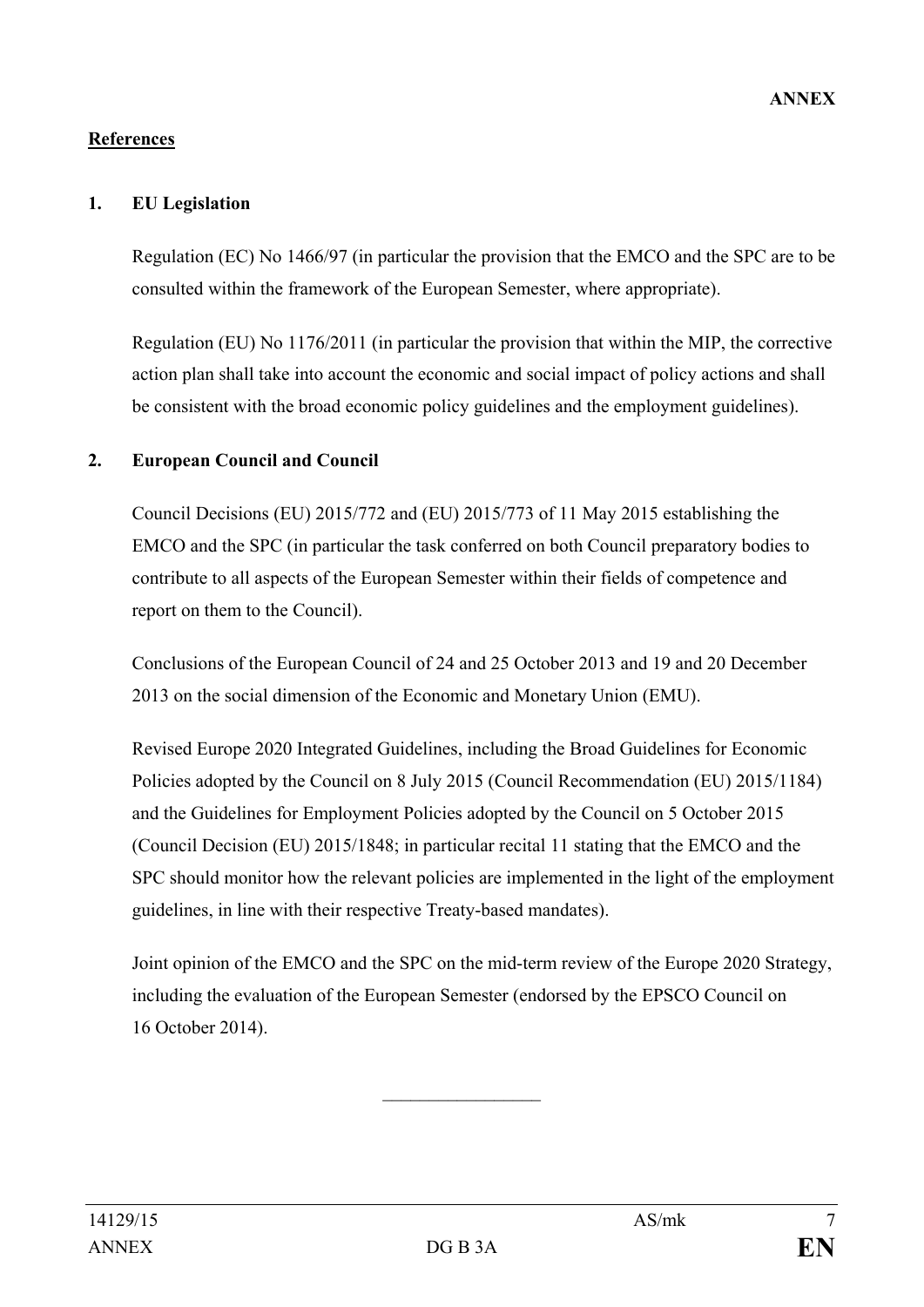**ANNEX**

**References**

**1. EU Legislation**

Regulation (EC) No 1466/97 (in particular the provision that the EMCO and the SPC are to be consulted within the framework of the European Semester, where appropriate).

Regulation (EU) No 1176/2011 (in particular the provision that within the MIP, the corrective action plan shall take into account the economic and social impact of policy actions and shall be consistent with the broad economic policy guidelines and the employment guidelines).

**2. European Council and Council**

Council Decisions (EU) 2015/772 and (EU) 2015/773 of 11 May 2015 establishing the EMCO and the SPC (in particular the task conferred on both Council preparatory bodies to contribute to all aspects of the European Semester within their fields of competence and report on them to the Council).

Conclusions of the European Council of 24 and 25 October 2013 and 19 and 20 December 2013 on the social dimension of the Economic and Monetary Union (EMU).

Revised Europe 2020 Integrated Guidelines, including the Broad Guidelines for Economic Policies adopted by the Council on 8 July 2015 (Council Recommendation (EU) 2015/1184) and the Guidelines for Employment Policies adopted by the Council on 5 October 2015 (Council Decision (EU) 2015/1848; in particular recital 11 stating that the EMCO and the SPC should monitor how the relevant policies are implemented in the light of the employment guidelines, in line with their respective Treaty-based mandates).

Joint opinion of the EMCO and the SPC on the mid-term review of the Europe 2020 Strategy, including the evaluation of the European Semester (endorsed by the EPSCO Council on 16 October 2014).

_________________